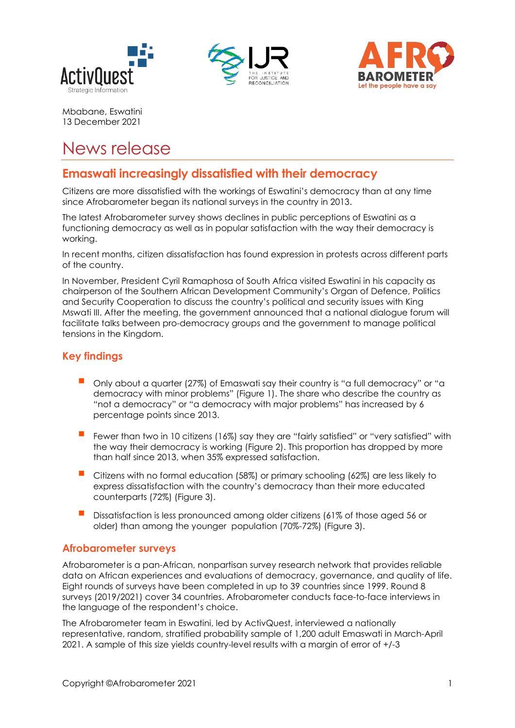Mbabane, Eswatini
13 December 2021

# News release

## Emaswati increasingly dissatisfied with their democracy

Citizens are more dissatisfied with the workings of Eswatini's democracy than at any time since Afrobarometer began its national surveys in the country in 2013.

The latest Afrobarometer survey shows declines in public perceptions of Eswatini as a functioning democracy as well as in popular satisfaction with the way their democracy is working.

In recent months, citizen dissatisfaction has found expression in protests across different parts of the country.

In November, President Cyril Ramaphosa of South Africa visited Eswatini in his capacity as chairperson of the Southern African Development Community's Organ of Defence, Politics and Security Cooperation to discuss the country's political and security issues with King Mswati III. After the meeting, the government announced that a national dialogue forum will facilitate talks between pro-democracy groups and the government to manage political tensions in the Kingdom.

### Key findings

- Only about a quarter (27%) of Emaswati say their country is "a full democracy" or "a democracy with minor problems" (Figure 1). The share who describe the country as "not a democracy" or "a democracy with major problems" has increased by 6 percentage points since 2013.
- Fewer than two in 10 citizens (16%) say they are "fairly satisfied" or "very satisfied" with the way their democracy is working (Figure 2). This proportion has dropped by more than half since 2013, when 35% expressed satisfaction.
- Citizens with no formal education (58%) or primary schooling (62%) are less likely to express dissatisfaction with the country's democracy than their more educated counterparts (72%) (Figure 3).
- Dissatisfaction is less pronounced among older citizens (61% of those aged 56 or older) than among the younger population (70%-72%) (Figure 3).

### Afrobarometer surveys

Afrobarometer is a pan-African, nonpartisan survey research network that provides reliable data on African experiences and evaluations of democracy, governance, and quality of life. Eight rounds of surveys have been completed in up to 39 countries since 1999. Round 8 surveys (2019/2021) cover 34 countries. Afrobarometer conducts face-to-face interviews in the language of the respondent's choice.

The Afrobarometer team in Eswatini, led by ActivQuest, interviewed a nationally representative, random, stratified probability sample of 1,200 adult Emaswati in March-April 2021. A sample of this size yields country-level results with a margin of error of +/-3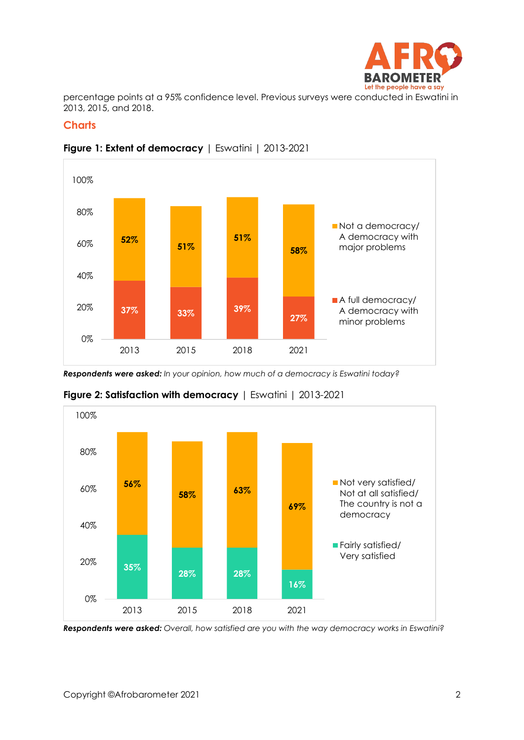percentage points at a 95% confidence level. Previous surveys were conducted in Eswatini in 2013, 2015, and 2018.

## Charts

**Figure 1: Extent of democracy** | Eswatini | 2013-2021

100%
80%
60%
40%
20%
0%

2013: 52%, 37%
2015: 51%, 33%
2018: 51%, 39%
2021: 58%, 27%

Not a democracy/ A democracy with major problems

A full democracy/ A democracy with minor problems

***Respondents were asked:*** *In your opinion, how much of a democracy is Eswatini today?*

**Figure 2: Satisfaction with democracy** | Eswatini | 2013-2021

100%
80%
60%
40%
20%
0%

2013: 56%, 35%
2015: 58%, 28%
2018: 63%, 28%
2021: 69%, 16%

Not very satisfied/ Not at all satisfied/ The country is not a democracy

Fairly satisfied/ Very satisfied

***Respondents were asked:*** *Overall, how satisfied are you with the way democracy works in Eswatini?*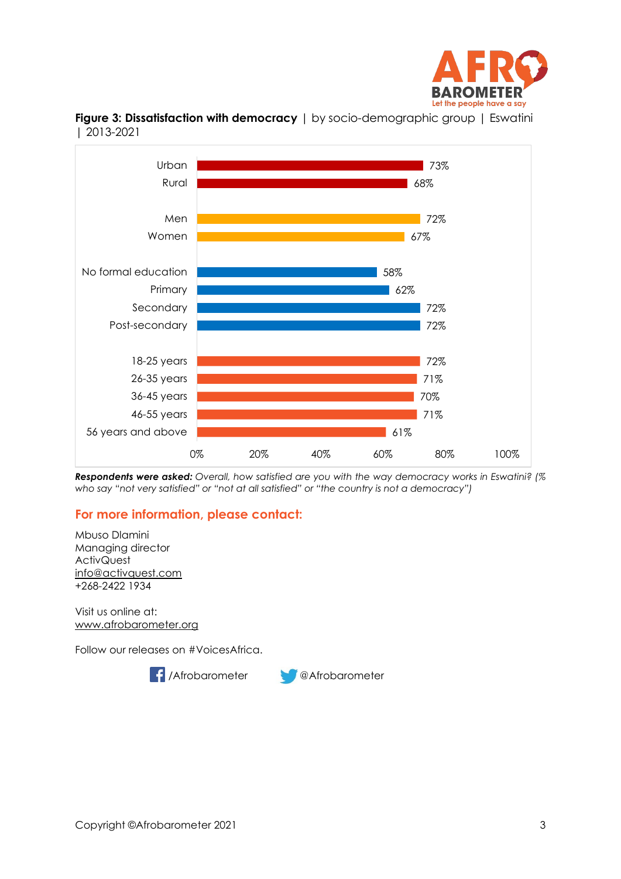**Figure 3: Dissatisfaction with democracy** | by socio-demographic group | Eswatini | 2013-2021

Urban 73%
Rural 68%

Men 72%
Women 67%

No formal education 58%
Primary 62%
Secondary 72%
Post-secondary 72%

18-25 years 72%
26-35 years 71%
36-45 years 70%
46-55 years 71%
56 years and above 61%

0% 20% 40% 60% 80% 100%

***Respondents were asked:*** *Overall, how satisfied are you with the way democracy works in Eswatini? (% who say "not very satisfied" or "not at all satisfied" or "the country is not a democracy")*

## For more information, please contact:

Mbuso Dlamini
Managing director
ActivQuest
info@activquest.com
+268-2422 1934

Visit us online at:
www.afrobarometer.org

Follow our releases on #VoicesAfrica.

/Afrobarometer @Afrobarometer

Copyright ©Afrobarometer 2021